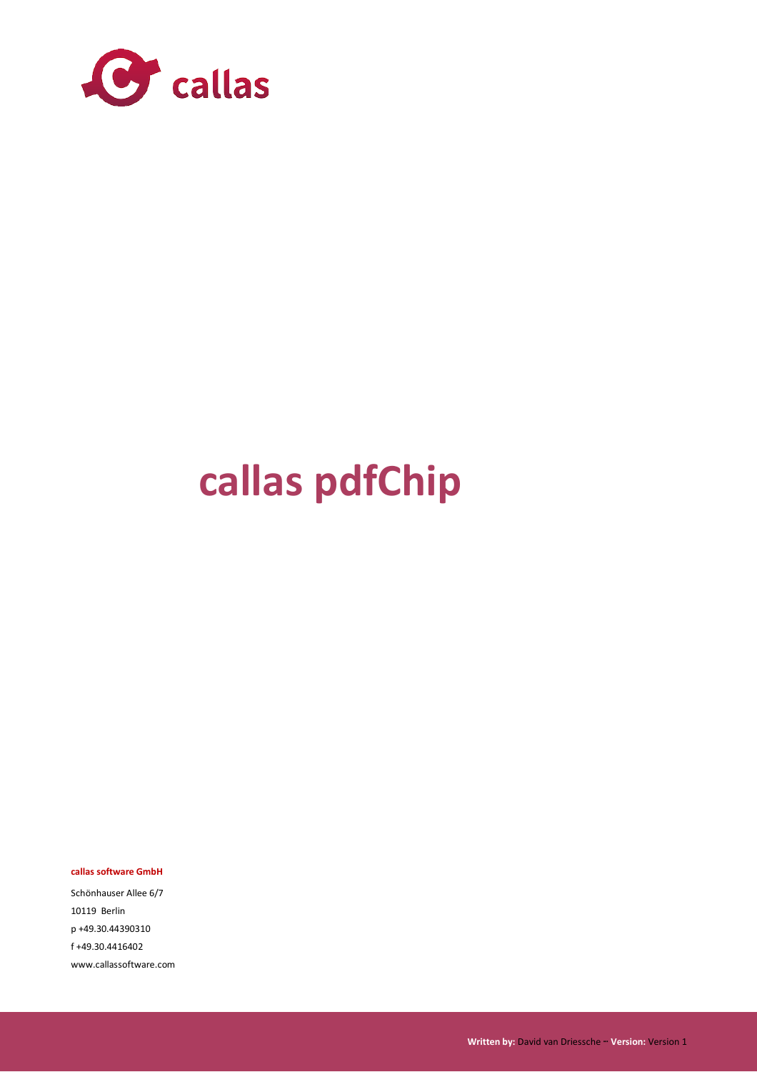# callas pdfChip

**callas software GmbH**

Schönhauser Allee 6/7
10119 Berlin
p +49.30.44390310
f +49.30.4416402
www.callassoftware.com

**Written by:** David van Driessche – **Version:** Version 1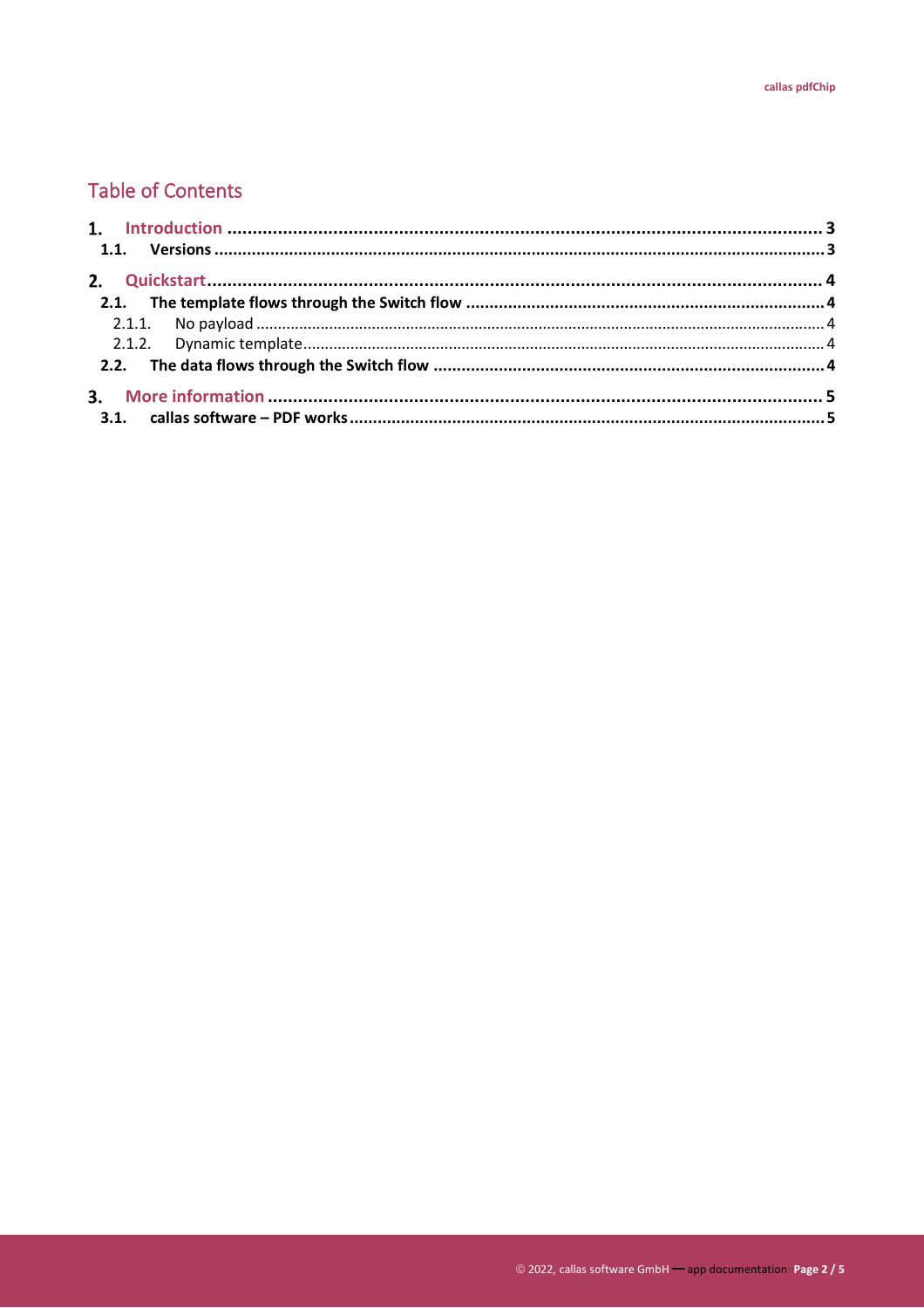## Table of Contents

1. **Introduction** ........ 3
   - **1.1. Versions** ........ 3
2. **Quickstart** ........ 4
   - **2.1. The template flows through the Switch flow** ........ 4
     - 2.1.1. No payload ........ 4
     - 2.1.2. Dynamic template ........ 4
   - **2.2. The data flows through the Switch flow** ........ 4
3. **More information** ........ 5
   - **3.1. callas software – PDF works** ........ 5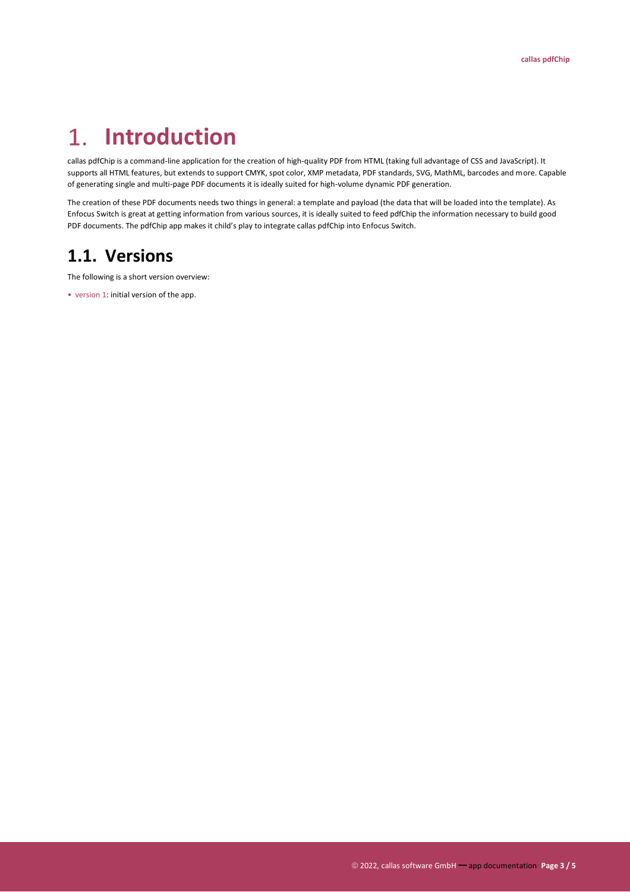# 1. Introduction

callas pdfChip is a command-line application for the creation of high-quality PDF from HTML (taking full advantage of CSS and JavaScript). It supports all HTML features, but extends to support CMYK, spot color, XMP metadata, PDF standards, SVG, MathML, barcodes and more. Capable of generating single and multi-page PDF documents it is ideally suited for high-volume dynamic PDF generation.

The creation of these PDF documents needs two things in general: a template and payload (the data that will be loaded into the template). As Enfocus Switch is great at getting information from various sources, it is ideally suited to feed pdfChip the information necessary to build good PDF documents. The pdfChip app makes it child's play to integrate callas pdfChip into Enfocus Switch.

## 1.1. Versions

The following is a short version overview:

- version 1: initial version of the app.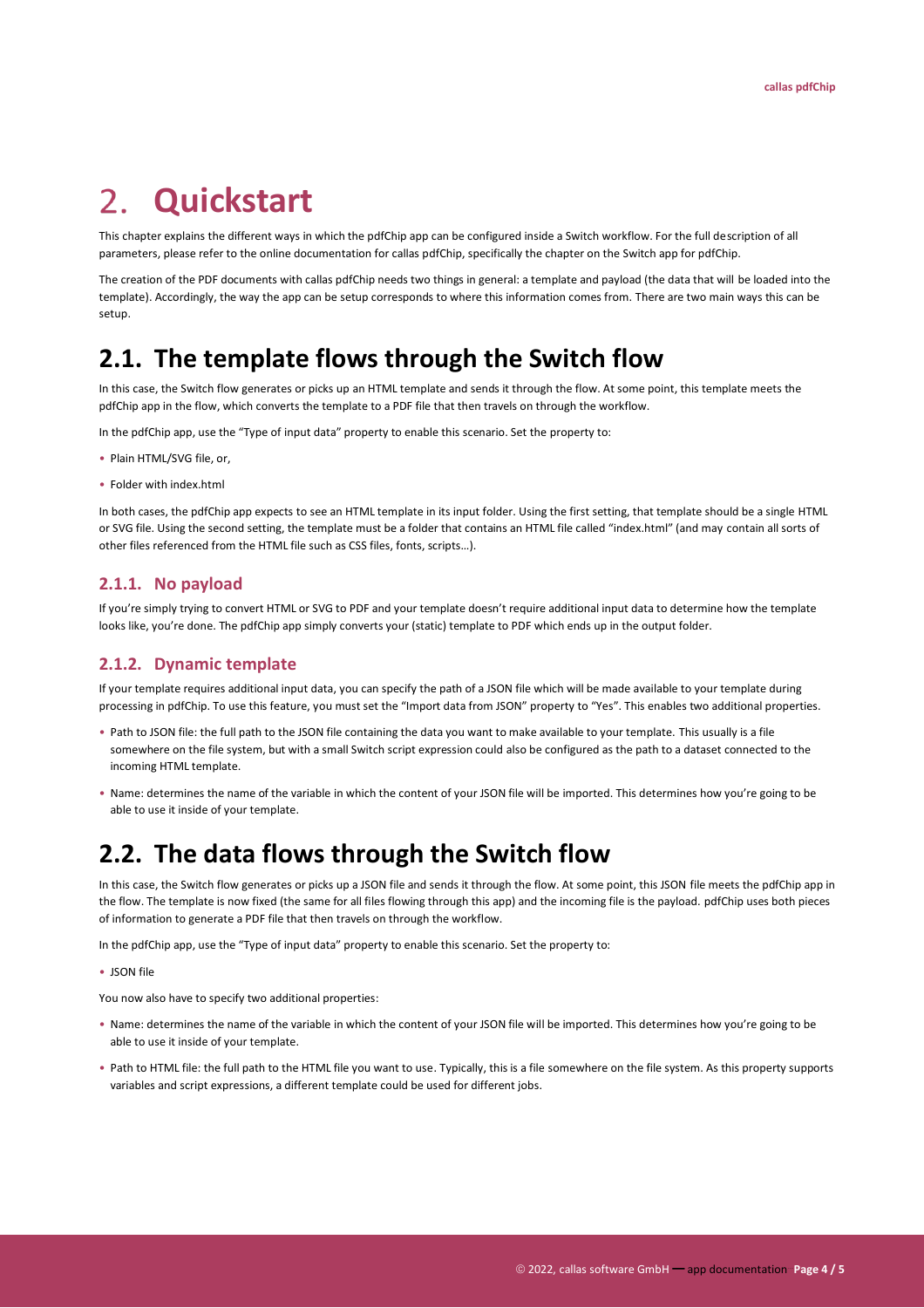# 2. Quickstart

This chapter explains the different ways in which the pdfChip app can be configured inside a Switch workflow. For the full description of all parameters, please refer to the online documentation for callas pdfChip, specifically the chapter on the Switch app for pdfChip.

The creation of the PDF documents with callas pdfChip needs two things in general: a template and payload (the data that will be loaded into the template). Accordingly, the way the app can be setup corresponds to where this information comes from. There are two main ways this can be setup.

## 2.1. The template flows through the Switch flow

In this case, the Switch flow generates or picks up an HTML template and sends it through the flow. At some point, this template meets the pdfChip app in the flow, which converts the template to a PDF file that then travels on through the workflow.

In the pdfChip app, use the "Type of input data" property to enable this scenario. Set the property to:

- Plain HTML/SVG file, or,
- Folder with index.html

In both cases, the pdfChip app expects to see an HTML template in its input folder. Using the first setting, that template should be a single HTML or SVG file. Using the second setting, the template must be a folder that contains an HTML file called "index.html" (and may contain all sorts of other files referenced from the HTML file such as CSS files, fonts, scripts…).

### 2.1.1. No payload

If you're simply trying to convert HTML or SVG to PDF and your template doesn't require additional input data to determine how the template looks like, you're done. The pdfChip app simply converts your (static) template to PDF which ends up in the output folder.

### 2.1.2. Dynamic template

If your template requires additional input data, you can specify the path of a JSON file which will be made available to your template during processing in pdfChip. To use this feature, you must set the "Import data from JSON" property to "Yes". This enables two additional properties.

- Path to JSON file: the full path to the JSON file containing the data you want to make available to your template. This usually is a file somewhere on the file system, but with a small Switch script expression could also be configured as the path to a dataset connected to the incoming HTML template.
- Name: determines the name of the variable in which the content of your JSON file will be imported. This determines how you're going to be able to use it inside of your template.

## 2.2. The data flows through the Switch flow

In this case, the Switch flow generates or picks up a JSON file and sends it through the flow. At some point, this JSON file meets the pdfChip app in the flow. The template is now fixed (the same for all files flowing through this app) and the incoming file is the payload. pdfChip uses both pieces of information to generate a PDF file that then travels on through the workflow.

In the pdfChip app, use the "Type of input data" property to enable this scenario. Set the property to:

- JSON file

You now also have to specify two additional properties:

- Name: determines the name of the variable in which the content of your JSON file will be imported. This determines how you're going to be able to use it inside of your template.
- Path to HTML file: the full path to the HTML file you want to use. Typically, this is a file somewhere on the file system. As this property supports variables and script expressions, a different template could be used for different jobs.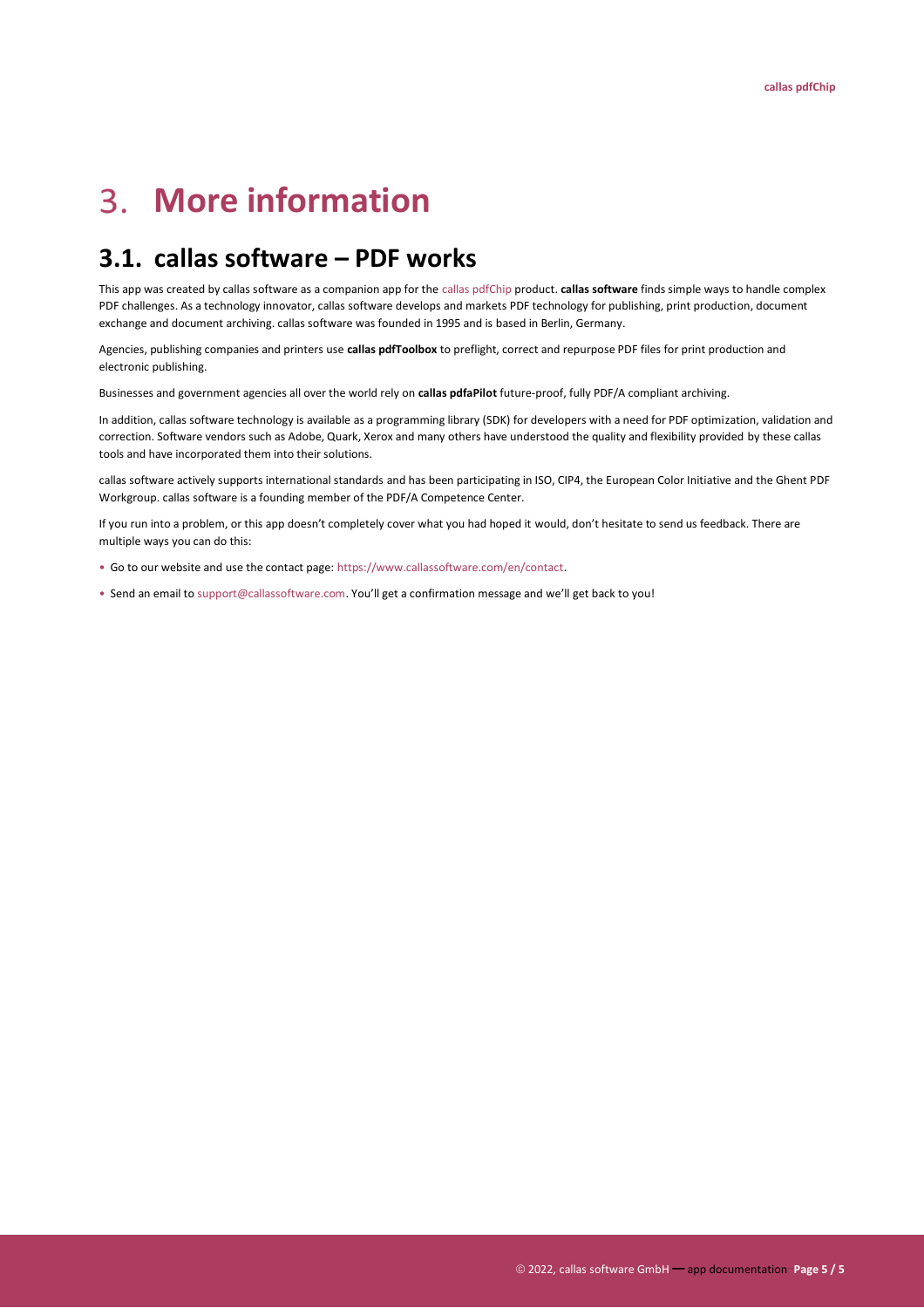# 3. More information

## 3.1. callas software – PDF works

This app was created by callas software as a companion app for the callas pdfChip product. **callas software** finds simple ways to handle complex PDF challenges. As a technology innovator, callas software develops and markets PDF technology for publishing, print production, document exchange and document archiving. callas software was founded in 1995 and is based in Berlin, Germany.

Agencies, publishing companies and printers use **callas pdfToolbox** to preflight, correct and repurpose PDF files for print production and electronic publishing.

Businesses and government agencies all over the world rely on **callas pdfaPilot** future-proof, fully PDF/A compliant archiving.

In addition, callas software technology is available as a programming library (SDK) for developers with a need for PDF optimization, validation and correction. Software vendors such as Adobe, Quark, Xerox and many others have understood the quality and flexibility provided by these callas tools and have incorporated them into their solutions.

callas software actively supports international standards and has been participating in ISO, CIP4, the European Color Initiative and the Ghent PDF Workgroup. callas software is a founding member of the PDF/A Competence Center.

If you run into a problem, or this app doesn't completely cover what you had hoped it would, don't hesitate to send us feedback. There are multiple ways you can do this:

- Go to our website and use the contact page: https://www.callassoftware.com/en/contact.
- Send an email to support@callassoftware.com. You'll get a confirmation message and we'll get back to you!